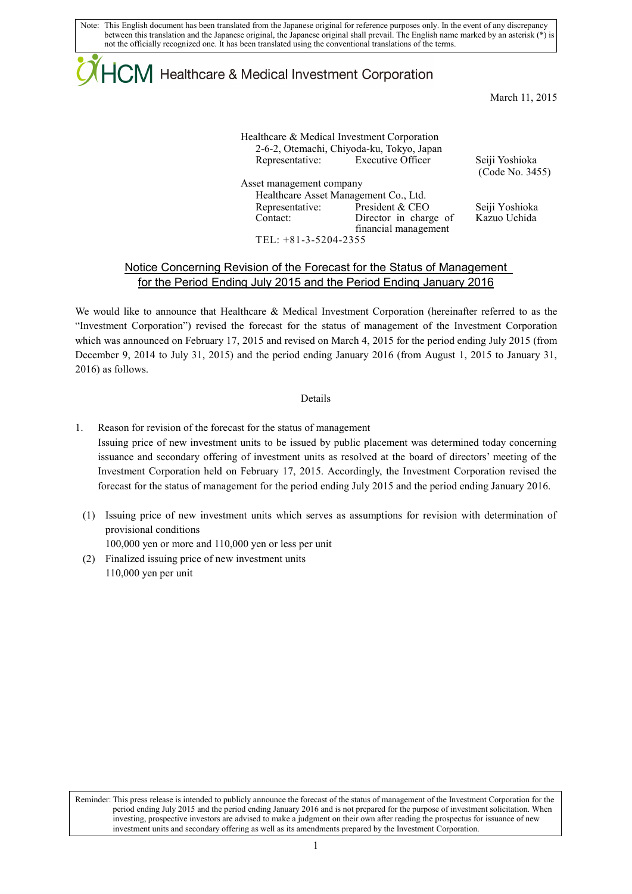Note: This English document has been translated from the Japanese original for reference purposes only. In the event of any discrepancy between this translation and the Japanese original, the Japanese original shall prevail. The English name marked by an asterisk (*) is not the officially recognized one. It has been translated using the conventional translations of the terms.

HCM Healthcare & Medical Investment Corporation

March 11, 2015

Healthcare & Medical Investment Corporation
2-6-2, Otemachi, Chiyoda-ku, Tokyo, Japan
Representative: Executive Officer Seiji Yoshioka
(Code No. 3455)

Asset management company
Healthcare Asset Management Co., Ltd.
Representative: President & CEO Seiji Yoshioka
Contact: Director in charge of financial management Kazuo Uchida
TEL: +81-3-5204-2355

## Notice Concerning Revision of the Forecast for the Status of Management for the Period Ending July 2015 and the Period Ending January 2016

We would like to announce that Healthcare & Medical Investment Corporation (hereinafter referred to as the "Investment Corporation") revised the forecast for the status of management of the Investment Corporation which was announced on February 17, 2015 and revised on March 4, 2015 for the period ending July 2015 (from December 9, 2014 to July 31, 2015) and the period ending January 2016 (from August 1, 2015 to January 31, 2016) as follows.

Details

1. Reason for revision of the forecast for the status of management

   Issuing price of new investment units to be issued by public placement was determined today concerning issuance and secondary offering of investment units as resolved at the board of directors' meeting of the Investment Corporation held on February 17, 2015. Accordingly, the Investment Corporation revised the forecast for the status of management for the period ending July 2015 and the period ending January 2016.

   (1) Issuing price of new investment units which serves as assumptions for revision with determination of provisional conditions
   
   100,000 yen or more and 110,000 yen or less per unit

   (2) Finalized issuing price of new investment units
   
   110,000 yen per unit

Reminder: This press release is intended to publicly announce the forecast of the status of management of the Investment Corporation for the period ending July 2015 and the period ending January 2016 and is not prepared for the purpose of investment solicitation. When investing, prospective investors are advised to make a judgment on their own after reading the prospectus for issuance of new investment units and secondary offering as well as its amendments prepared by the Investment Corporation.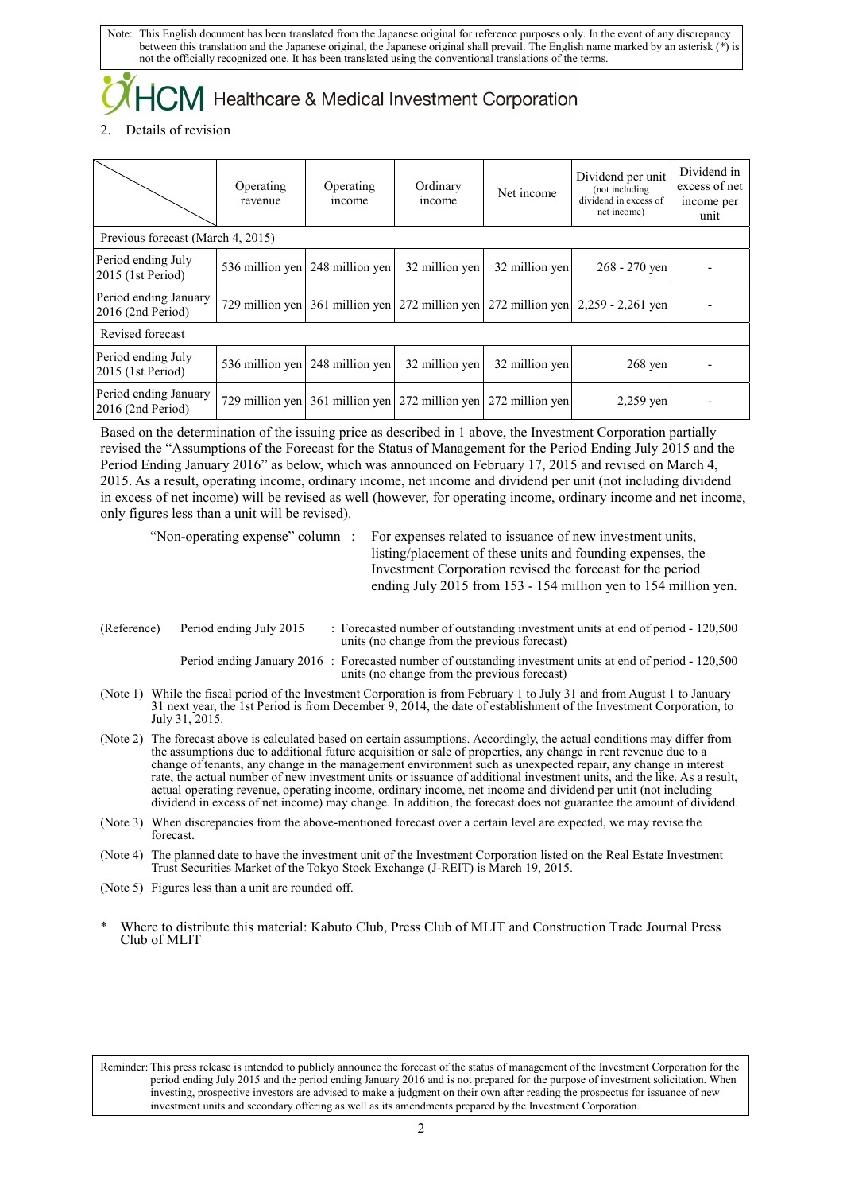Note: This English document has been translated from the Japanese original for reference purposes only. In the event of any discrepancy between this translation and the Japanese original, the Japanese original shall prevail. The English name marked by an asterisk (*) is not the officially recognized one. It has been translated using the conventional translations of the terms.

HCM Healthcare & Medical Investment Corporation

2. Details of revision

| | Operating revenue | Operating income | Ordinary income | Net income | Dividend per unit (not including dividend in excess of net income) | Dividend in excess of net income per unit |
|---|---|---|---|---|---|---|
| Previous forecast (March 4, 2015) | | | | | | |
| Period ending July 2015 (1st Period) | 536 million yen | 248 million yen | 32 million yen | 32 million yen | 268 - 270 yen | - |
| Period ending January 2016 (2nd Period) | 729 million yen | 361 million yen | 272 million yen | 272 million yen | 2,259 - 2,261 yen | - |
| Revised forecast | | | | | | |
| Period ending July 2015 (1st Period) | 536 million yen | 248 million yen | 32 million yen | 32 million yen | 268 yen | - |
| Period ending January 2016 (2nd Period) | 729 million yen | 361 million yen | 272 million yen | 272 million yen | 2,259 yen | - |

Based on the determination of the issuing price as described in 1 above, the Investment Corporation partially revised the "Assumptions of the Forecast for the Status of Management for the Period Ending July 2015 and the Period Ending January 2016" as below, which was announced on February 17, 2015 and revised on March 4, 2015. As a result, operating income, ordinary income, net income and dividend per unit (not including dividend in excess of net income) will be revised as well (however, for operating income, ordinary income and net income, only figures less than a unit will be revised).

"Non-operating expense" column : For expenses related to issuance of new investment units, listing/placement of these units and founding expenses, the Investment Corporation revised the forecast for the period ending July 2015 from 153 - 154 million yen to 154 million yen.

(Reference) Period ending July 2015 : Forecasted number of outstanding investment units at end of period - 120,500 units (no change from the previous forecast)

Period ending January 2016 : Forecasted number of outstanding investment units at end of period - 120,500 units (no change from the previous forecast)

(Note 1) While the fiscal period of the Investment Corporation is from February 1 to July 31 and from August 1 to January 31 next year, the 1st Period is from December 9, 2014, the date of establishment of the Investment Corporation, to July 31, 2015.

(Note 2) The forecast above is calculated based on certain assumptions. Accordingly, the actual conditions may differ from the assumptions due to additional future acquisition or sale of properties, any change in rent revenue due to a change of tenants, any change in the management environment such as unexpected repair, any change in interest rate, the actual number of new investment units or issuance of additional investment units, and the like. As a result, actual operating revenue, operating income, ordinary income, net income and dividend per unit (not including dividend in excess of net income) may change. In addition, the forecast does not guarantee the amount of dividend.

(Note 3) When discrepancies from the above-mentioned forecast over a certain level are expected, we may revise the forecast.

(Note 4) The planned date to have the investment unit of the Investment Corporation listed on the Real Estate Investment Trust Securities Market of the Tokyo Stock Exchange (J-REIT) is March 19, 2015.

(Note 5) Figures less than a unit are rounded off.

\* Where to distribute this material: Kabuto Club, Press Club of MLIT and Construction Trade Journal Press Club of MLIT

Reminder: This press release is intended to publicly announce the forecast of the status of management of the Investment Corporation for the period ending July 2015 and the period ending January 2016 and is not prepared for the purpose of investment solicitation. When investing, prospective investors are advised to make a judgment on their own after reading the prospectus for issuance of new investment units and secondary offering as well as its amendments prepared by the Investment Corporation.